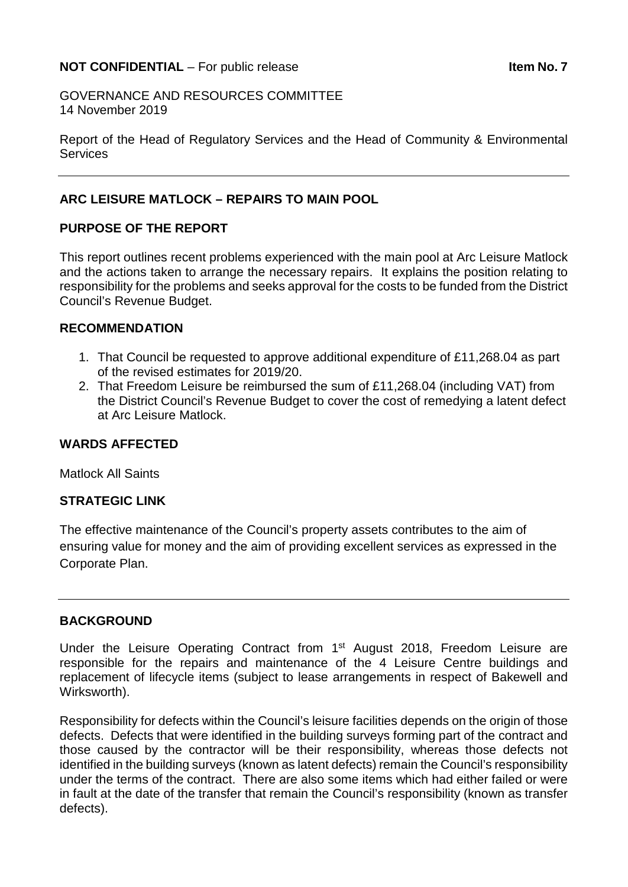**NOT CONFIDENTIAL** – For public release **Item No. 7**

GOVERNANCE AND RESOURCES COMMITTEE
14 November 2019

Report of the Head of Regulatory Services and the Head of Community & Environmental Services

---

## ARC LEISURE MATLOCK – REPAIRS TO MAIN POOL

## PURPOSE OF THE REPORT

This report outlines recent problems experienced with the main pool at Arc Leisure Matlock and the actions taken to arrange the necessary repairs. It explains the position relating to responsibility for the problems and seeks approval for the costs to be funded from the District Council's Revenue Budget.

## RECOMMENDATION

1. That Council be requested to approve additional expenditure of £11,268.04 as part of the revised estimates for 2019/20.
2. That Freedom Leisure be reimbursed the sum of £11,268.04 (including VAT) from the District Council's Revenue Budget to cover the cost of remedying a latent defect at Arc Leisure Matlock.

## WARDS AFFECTED

Matlock All Saints

## STRATEGIC LINK

The effective maintenance of the Council's property assets contributes to the aim of ensuring value for money and the aim of providing excellent services as expressed in the Corporate Plan.

---

## BACKGROUND

Under the Leisure Operating Contract from 1st August 2018, Freedom Leisure are responsible for the repairs and maintenance of the 4 Leisure Centre buildings and replacement of lifecycle items (subject to lease arrangements in respect of Bakewell and Wirksworth).

Responsibility for defects within the Council's leisure facilities depends on the origin of those defects. Defects that were identified in the building surveys forming part of the contract and those caused by the contractor will be their responsibility, whereas those defects not identified in the building surveys (known as latent defects) remain the Council's responsibility under the terms of the contract. There are also some items which had either failed or were in fault at the date of the transfer that remain the Council's responsibility (known as transfer defects).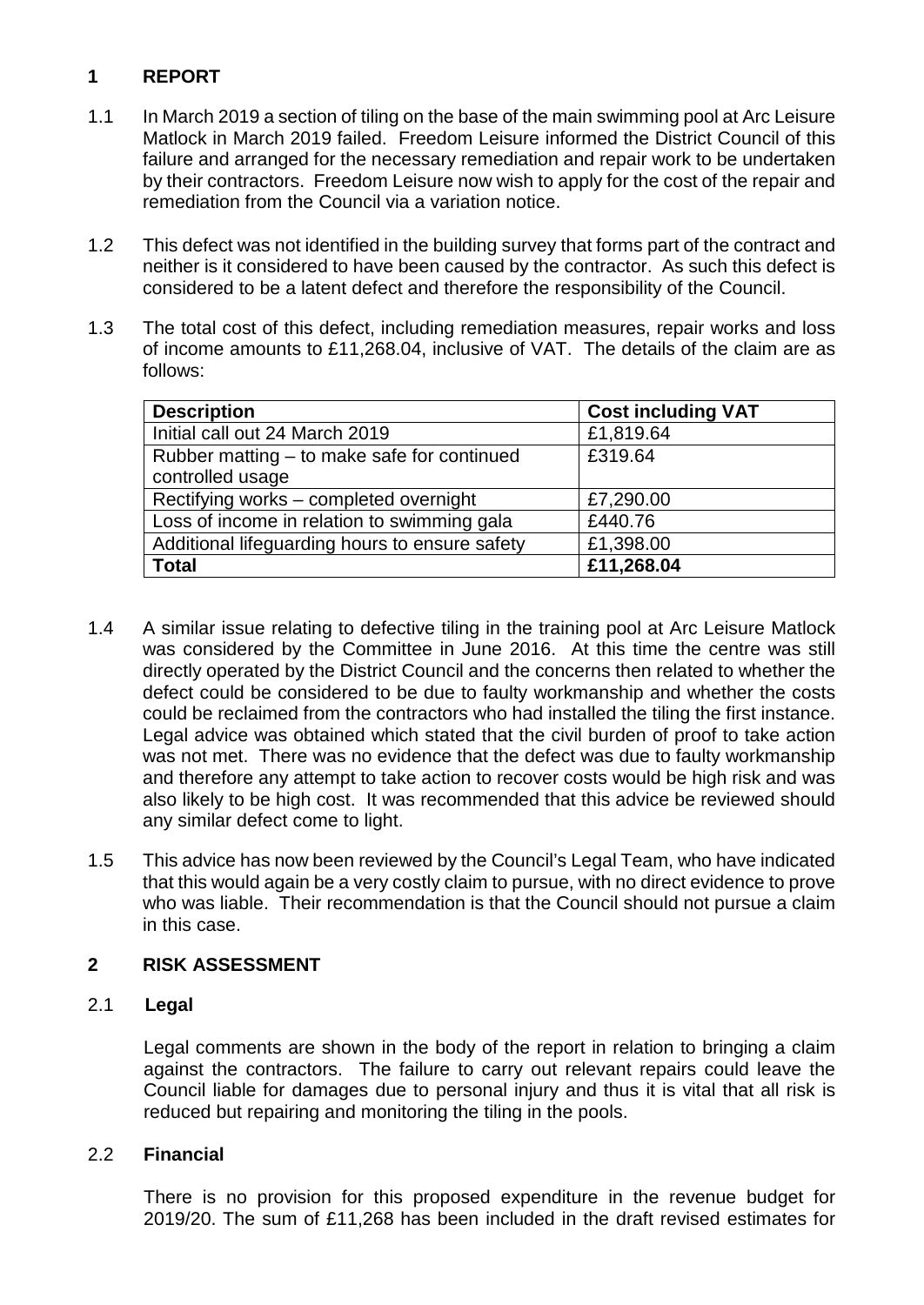## 1 REPORT

1.1 In March 2019 a section of tiling on the base of the main swimming pool at Arc Leisure Matlock in March 2019 failed. Freedom Leisure informed the District Council of this failure and arranged for the necessary remediation and repair work to be undertaken by their contractors. Freedom Leisure now wish to apply for the cost of the repair and remediation from the Council via a variation notice.

1.2 This defect was not identified in the building survey that forms part of the contract and neither is it considered to have been caused by the contractor. As such this defect is considered to be a latent defect and therefore the responsibility of the Council.

1.3 The total cost of this defect, including remediation measures, repair works and loss of income amounts to £11,268.04, inclusive of VAT. The details of the claim are as follows:

| Description | Cost including VAT |
|---|---|
| Initial call out 24 March 2019 | £1,819.64 |
| Rubber matting – to make safe for continued controlled usage | £319.64 |
| Rectifying works – completed overnight | £7,290.00 |
| Loss of income in relation to swimming gala | £440.76 |
| Additional lifeguarding hours to ensure safety | £1,398.00 |
| **Total** | **£11,268.04** |

1.4 A similar issue relating to defective tiling in the training pool at Arc Leisure Matlock was considered by the Committee in June 2016. At this time the centre was still directly operated by the District Council and the concerns then related to whether the defect could be considered to be due to faulty workmanship and whether the costs could be reclaimed from the contractors who had installed the tiling the first instance. Legal advice was obtained which stated that the civil burden of proof to take action was not met. There was no evidence that the defect was due to faulty workmanship and therefore any attempt to take action to recover costs would be high risk and was also likely to be high cost. It was recommended that this advice be reviewed should any similar defect come to light.

1.5 This advice has now been reviewed by the Council's Legal Team, who have indicated that this would again be a very costly claim to pursue, with no direct evidence to prove who was liable. Their recommendation is that the Council should not pursue a claim in this case.

## 2 RISK ASSESSMENT

### 2.1 Legal

Legal comments are shown in the body of the report in relation to bringing a claim against the contractors. The failure to carry out relevant repairs could leave the Council liable for damages due to personal injury and thus it is vital that all risk is reduced but repairing and monitoring the tiling in the pools.

### 2.2 Financial

There is no provision for this proposed expenditure in the revenue budget for 2019/20. The sum of £11,268 has been included in the draft revised estimates for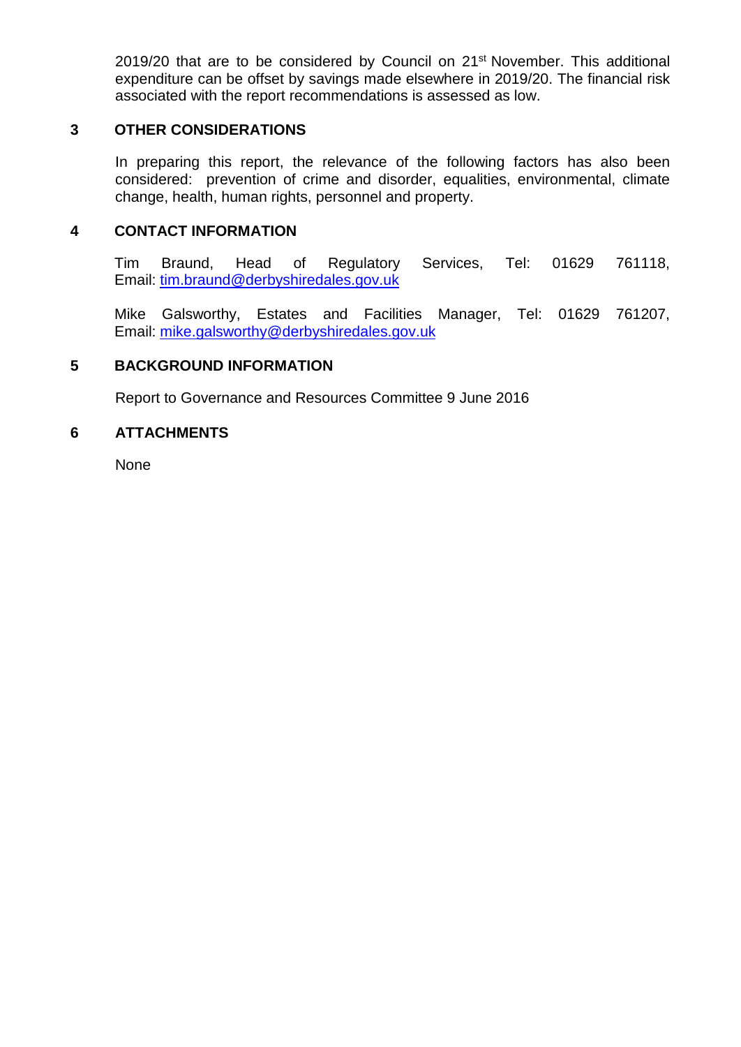2019/20 that are to be considered by Council on 21st November. This additional expenditure can be offset by savings made elsewhere in 2019/20. The financial risk associated with the report recommendations is assessed as low.

## 3 OTHER CONSIDERATIONS

In preparing this report, the relevance of the following factors has also been considered: prevention of crime and disorder, equalities, environmental, climate change, health, human rights, personnel and property.

## 4 CONTACT INFORMATION

Tim Braund, Head of Regulatory Services, Tel: 01629 761118, Email: tim.braund@derbyshiredales.gov.uk

Mike Galsworthy, Estates and Facilities Manager, Tel: 01629 761207, Email: mike.galsworthy@derbyshiredales.gov.uk

## 5 BACKGROUND INFORMATION

Report to Governance and Resources Committee 9 June 2016

## 6 ATTACHMENTS

None